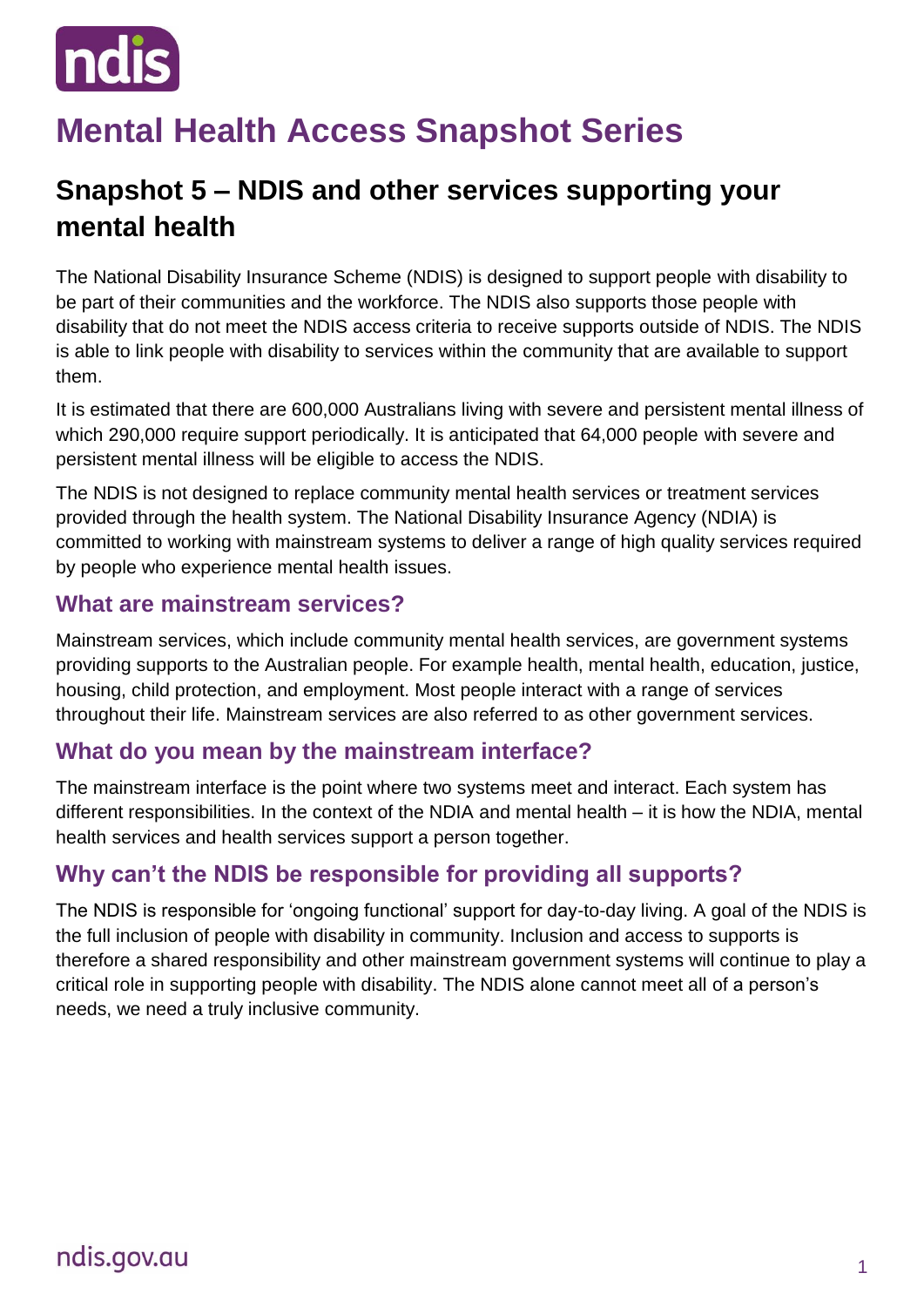# Mental Health Access Snapshot Series

## Snapshot 5 – NDIS and other services supporting your mental health

The National Disability Insurance Scheme (NDIS) is designed to support people with disability to be part of their communities and the workforce. The NDIS also supports those people with disability that do not meet the NDIS access criteria to receive supports outside of NDIS. The NDIS is able to link people with disability to services within the community that are available to support them.

It is estimated that there are 600,000 Australians living with severe and persistent mental illness of which 290,000 require support periodically. It is anticipated that 64,000 people with severe and persistent mental illness will be eligible to access the NDIS.

The NDIS is not designed to replace community mental health services or treatment services provided through the health system. The National Disability Insurance Agency (NDIA) is committed to working with mainstream systems to deliver a range of high quality services required by people who experience mental health issues.

### What are mainstream services?

Mainstream services, which include community mental health services, are government systems providing supports to the Australian people. For example health, mental health, education, justice, housing, child protection, and employment. Most people interact with a range of services throughout their life. Mainstream services are also referred to as other government services.

### What do you mean by the mainstream interface?

The mainstream interface is the point where two systems meet and interact. Each system has different responsibilities. In the context of the NDIA and mental health – it is how the NDIA, mental health services and health services support a person together.

### Why can't the NDIS be responsible for providing all supports?

The NDIS is responsible for 'ongoing functional' support for day-to-day living. A goal of the NDIS is the full inclusion of people with disability in community. Inclusion and access to supports is therefore a shared responsibility and other mainstream government systems will continue to play a critical role in supporting people with disability. The NDIS alone cannot meet all of a person's needs, we need a truly inclusive community.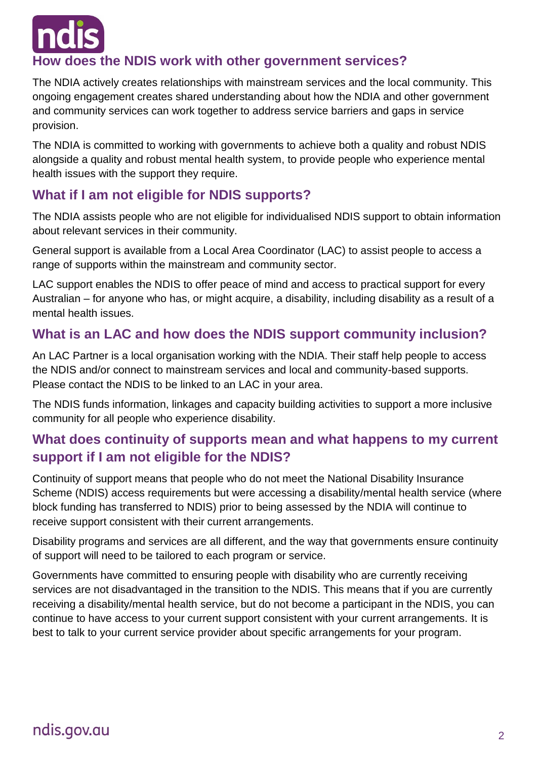## How does the NDIS work with other government services?

The NDIA actively creates relationships with mainstream services and the local community. This ongoing engagement creates shared understanding about how the NDIA and other government and community services can work together to address service barriers and gaps in service provision.

The NDIA is committed to working with governments to achieve both a quality and robust NDIS alongside a quality and robust mental health system, to provide people who experience mental health issues with the support they require.

## What if I am not eligible for NDIS supports?

The NDIA assists people who are not eligible for individualised NDIS support to obtain information about relevant services in their community.

General support is available from a Local Area Coordinator (LAC) to assist people to access a range of supports within the mainstream and community sector.

LAC support enables the NDIS to offer peace of mind and access to practical support for every Australian – for anyone who has, or might acquire, a disability, including disability as a result of a mental health issues.

## What is an LAC and how does the NDIS support community inclusion?

An LAC Partner is a local organisation working with the NDIA. Their staff help people to access the NDIS and/or connect to mainstream services and local and community-based supports. Please contact the NDIS to be linked to an LAC in your area.

The NDIS funds information, linkages and capacity building activities to support a more inclusive community for all people who experience disability.

## What does continuity of supports mean and what happens to my current support if I am not eligible for the NDIS?

Continuity of support means that people who do not meet the National Disability Insurance Scheme (NDIS) access requirements but were accessing a disability/mental health service (where block funding has transferred to NDIS) prior to being assessed by the NDIA will continue to receive support consistent with their current arrangements.

Disability programs and services are all different, and the way that governments ensure continuity of support will need to be tailored to each program or service.

Governments have committed to ensuring people with disability who are currently receiving services are not disadvantaged in the transition to the NDIS. This means that if you are currently receiving a disability/mental health service, but do not become a participant in the NDIS, you can continue to have access to your current support consistent with your current arrangements. It is best to talk to your current service provider about specific arrangements for your program.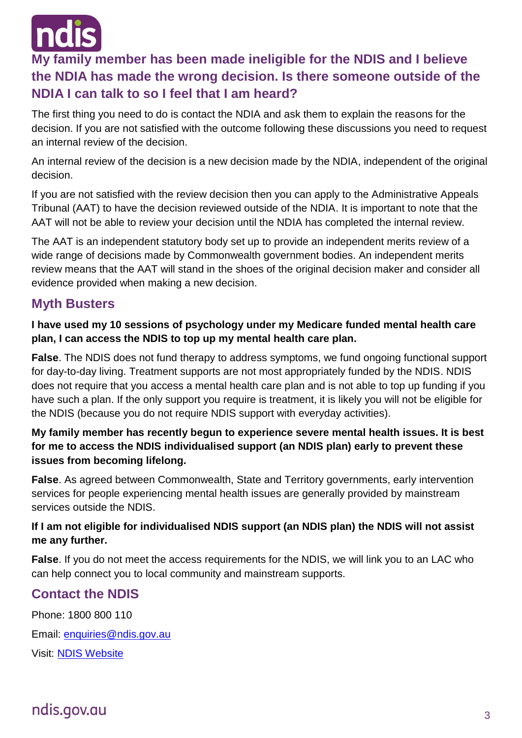## My family member has been made ineligible for the NDIS and I believe the NDIA has made the wrong decision. Is there someone outside of the NDIA I can talk to so I feel that I am heard?

The first thing you need to do is contact the NDIA and ask them to explain the reasons for the decision. If you are not satisfied with the outcome following these discussions you need to request an internal review of the decision.

An internal review of the decision is a new decision made by the NDIA, independent of the original decision.

If you are not satisfied with the review decision then you can apply to the Administrative Appeals Tribunal (AAT) to have the decision reviewed outside of the NDIA. It is important to note that the AAT will not be able to review your decision until the NDIA has completed the internal review.

The AAT is an independent statutory body set up to provide an independent merits review of a wide range of decisions made by Commonwealth government bodies. An independent merits review means that the AAT will stand in the shoes of the original decision maker and consider all evidence provided when making a new decision.

## Myth Busters

**I have used my 10 sessions of psychology under my Medicare funded mental health care plan, I can access the NDIS to top up my mental health care plan.**

**False**. The NDIS does not fund therapy to address symptoms, we fund ongoing functional support for day-to-day living. Treatment supports are not most appropriately funded by the NDIS. NDIS does not require that you access a mental health care plan and is not able to top up funding if you have such a plan. If the only support you require is treatment, it is likely you will not be eligible for the NDIS (because you do not require NDIS support with everyday activities).

**My family member has recently begun to experience severe mental health issues. It is best for me to access the NDIS individualised support (an NDIS plan) early to prevent these issues from becoming lifelong.**

**False**. As agreed between Commonwealth, State and Territory governments, early intervention services for people experiencing mental health issues are generally provided by mainstream services outside the NDIS.

**If I am not eligible for individualised NDIS support (an NDIS plan) the NDIS will not assist me any further.**

**False**. If you do not meet the access requirements for the NDIS, we will link you to an LAC who can help connect you to local community and mainstream supports.

## Contact the NDIS

Phone: 1800 800 110

Email: enquiries@ndis.gov.au

Visit: NDIS Website